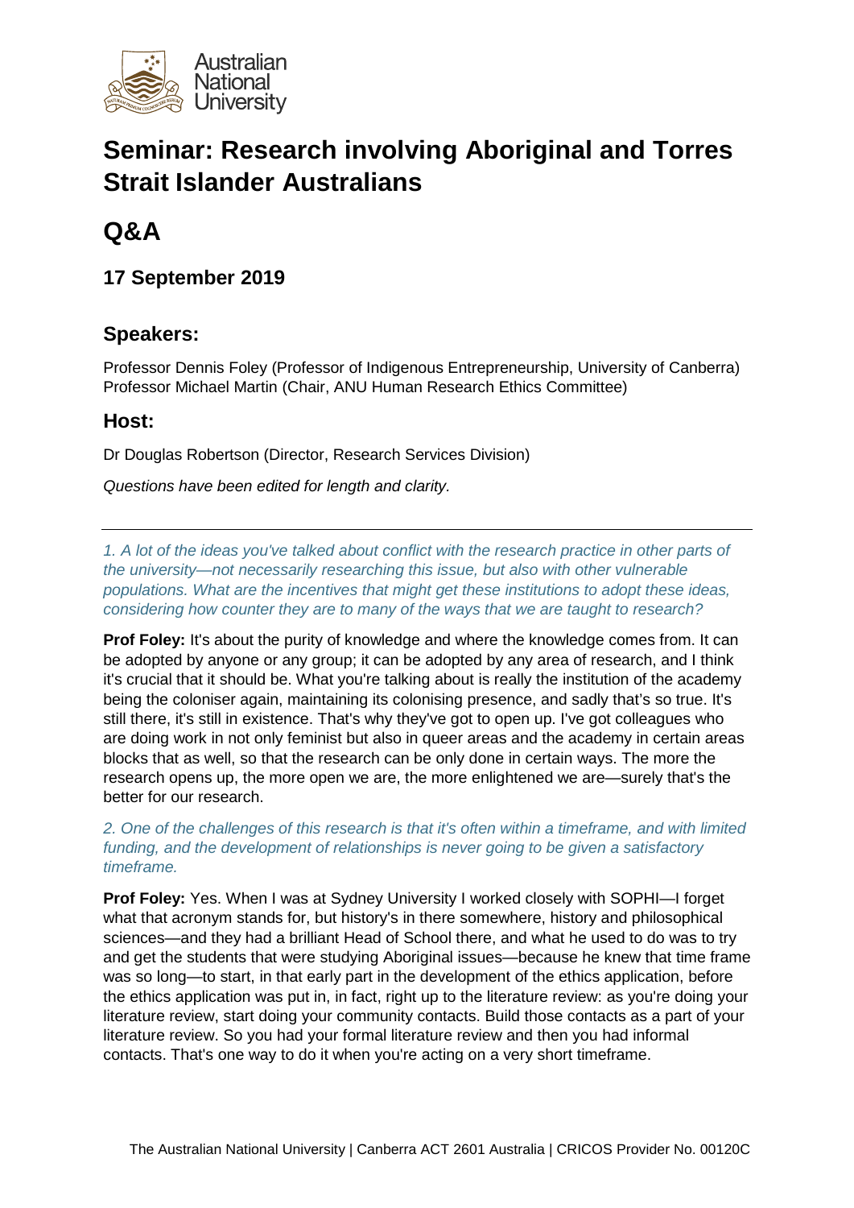# Seminar: Research involving Aboriginal and Torres Strait Islander Australians

## Q&A

### 17 September 2019

### Speakers:

Professor Dennis Foley (Professor of Indigenous Entrepreneurship, University of Canberra)
Professor Michael Martin (Chair, ANU Human Research Ethics Committee)

### Host:

Dr Douglas Robertson (Director, Research Services Division)

*Questions have been edited for length and clarity.*

---

*1. A lot of the ideas you've talked about conflict with the research practice in other parts of the university—not necessarily researching this issue, but also with other vulnerable populations. What are the incentives that might get these institutions to adopt these ideas, considering how counter they are to many of the ways that we are taught to research?*

**Prof Foley:** It's about the purity of knowledge and where the knowledge comes from. It can be adopted by anyone or any group; it can be adopted by any area of research, and I think it's crucial that it should be. What you're talking about is really the institution of the academy being the coloniser again, maintaining its colonising presence, and sadly that's so true. It's still there, it's still in existence. That's why they've got to open up. I've got colleagues who are doing work in not only feminist but also in queer areas and the academy in certain areas blocks that as well, so that the research can be only done in certain ways. The more the research opens up, the more open we are, the more enlightened we are—surely that's the better for our research.

*2. One of the challenges of this research is that it's often within a timeframe, and with limited funding, and the development of relationships is never going to be given a satisfactory timeframe.*

**Prof Foley:** Yes. When I was at Sydney University I worked closely with SOPHI—I forget what that acronym stands for, but history's in there somewhere, history and philosophical sciences—and they had a brilliant Head of School there, and what he used to do was to try and get the students that were studying Aboriginal issues—because he knew that time frame was so long—to start, in that early part in the development of the ethics application, before the ethics application was put in, in fact, right up to the literature review: as you're doing your literature review, start doing your community contacts. Build those contacts as a part of your literature review. So you had your formal literature review and then you had informal contacts. That's one way to do it when you're acting on a very short timeframe.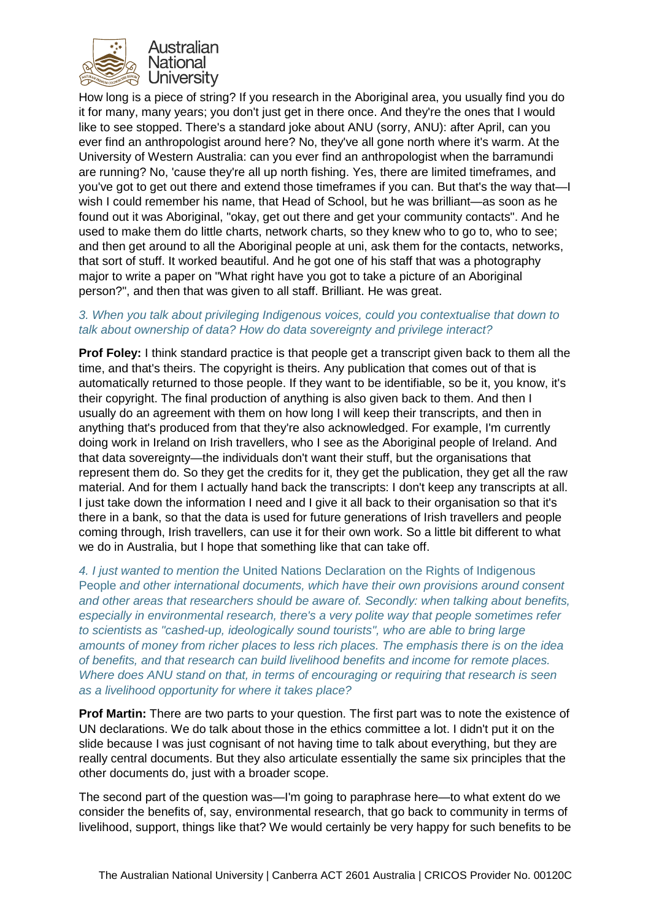How long is a piece of string? If you research in the Aboriginal area, you usually find you do it for many, many years; you don't just get in there once. And they're the ones that I would like to see stopped. There's a standard joke about ANU (sorry, ANU): after April, can you ever find an anthropologist around here? No, they've all gone north where it's warm. At the University of Western Australia: can you ever find an anthropologist when the barramundi are running? No, 'cause they're all up north fishing. Yes, there are limited timeframes, and you've got to get out there and extend those timeframes if you can. But that's the way that—I wish I could remember his name, that Head of School, but he was brilliant—as soon as he found out it was Aboriginal, "okay, get out there and get your community contacts". And he used to make them do little charts, network charts, so they knew who to go to, who to see; and then get around to all the Aboriginal people at uni, ask them for the contacts, networks, that sort of stuff. It worked beautiful. And he got one of his staff that was a photography major to write a paper on "What right have you got to take a picture of an Aboriginal person?", and then that was given to all staff. Brilliant. He was great.

*3. When you talk about privileging Indigenous voices, could you contextualise that down to talk about ownership of data? How do data sovereignty and privilege interact?*

**Prof Foley:** I think standard practice is that people get a transcript given back to them all the time, and that's theirs. The copyright is theirs. Any publication that comes out of that is automatically returned to those people. If they want to be identifiable, so be it, you know, it's their copyright. The final production of anything is also given back to them. And then I usually do an agreement with them on how long I will keep their transcripts, and then in anything that's produced from that they're also acknowledged. For example, I'm currently doing work in Ireland on Irish travellers, who I see as the Aboriginal people of Ireland. And that data sovereignty—the individuals don't want their stuff, but the organisations that represent them do. So they get the credits for it, they get the publication, they get all the raw material. And for them I actually hand back the transcripts: I don't keep any transcripts at all. I just take down the information I need and I give it all back to their organisation so that it's there in a bank, so that the data is used for future generations of Irish travellers and people coming through, Irish travellers, can use it for their own work. So a little bit different to what we do in Australia, but I hope that something like that can take off.

*4. I just wanted to mention the* United Nations Declaration on the Rights of Indigenous People *and other international documents, which have their own provisions around consent and other areas that researchers should be aware of. Secondly: when talking about benefits, especially in environmental research, there's a very polite way that people sometimes refer to scientists as "cashed-up, ideologically sound tourists", who are able to bring large amounts of money from richer places to less rich places. The emphasis there is on the idea of benefits, and that research can build livelihood benefits and income for remote places. Where does ANU stand on that, in terms of encouraging or requiring that research is seen as a livelihood opportunity for where it takes place?*

**Prof Martin:** There are two parts to your question. The first part was to note the existence of UN declarations. We do talk about those in the ethics committee a lot. I didn't put it on the slide because I was just cognisant of not having time to talk about everything, but they are really central documents. But they also articulate essentially the same six principles that the other documents do, just with a broader scope.

The second part of the question was—I'm going to paraphrase here—to what extent do we consider the benefits of, say, environmental research, that go back to community in terms of livelihood, support, things like that? We would certainly be very happy for such benefits to be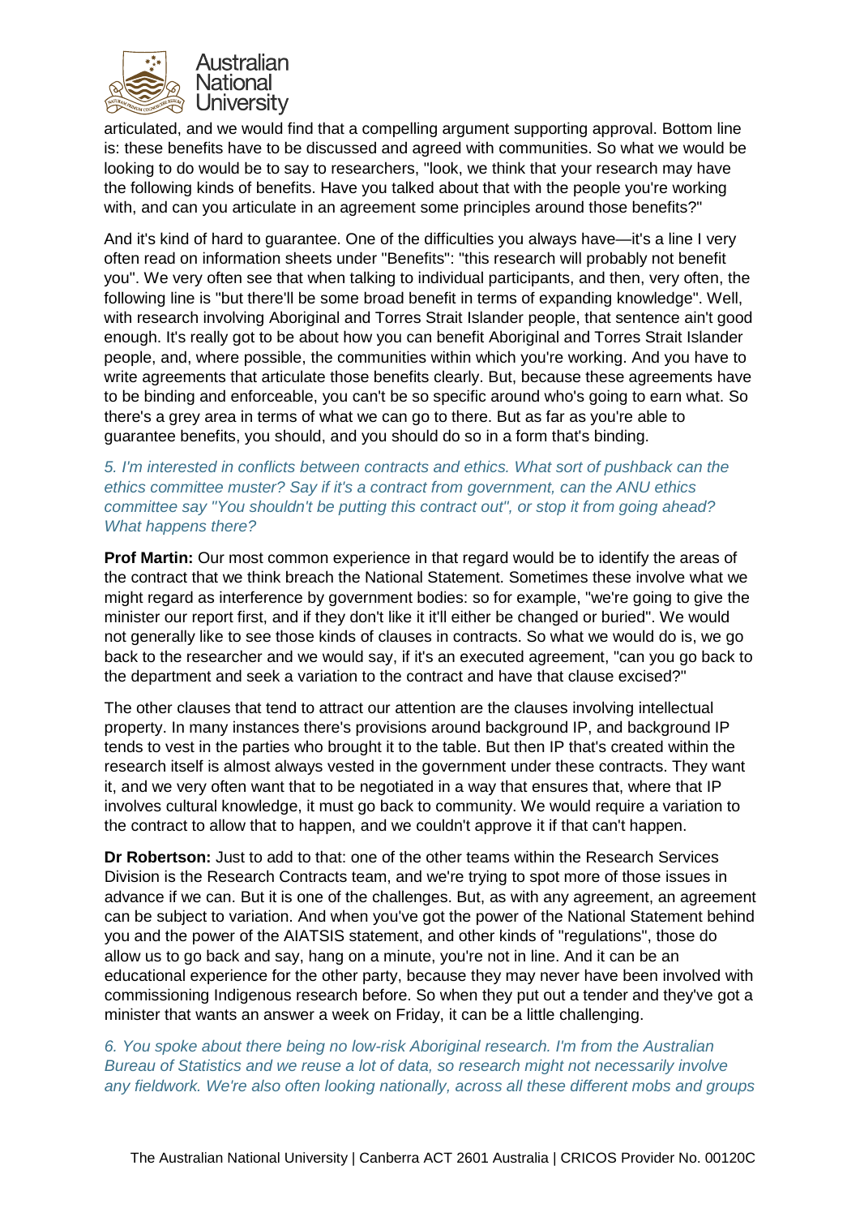articulated, and we would find that a compelling argument supporting approval. Bottom line is: these benefits have to be discussed and agreed with communities. So what we would be looking to do would be to say to researchers, "look, we think that your research may have the following kinds of benefits. Have you talked about that with the people you're working with, and can you articulate in an agreement some principles around those benefits?"

And it's kind of hard to guarantee. One of the difficulties you always have—it's a line I very often read on information sheets under "Benefits": "this research will probably not benefit you". We very often see that when talking to individual participants, and then, very often, the following line is "but there'll be some broad benefit in terms of expanding knowledge". Well, with research involving Aboriginal and Torres Strait Islander people, that sentence ain't good enough. It's really got to be about how you can benefit Aboriginal and Torres Strait Islander people, and, where possible, the communities within which you're working. And you have to write agreements that articulate those benefits clearly. But, because these agreements have to be binding and enforceable, you can't be so specific around who's going to earn what. So there's a grey area in terms of what we can go to there. But as far as you're able to guarantee benefits, you should, and you should do so in a form that's binding.

*5. I'm interested in conflicts between contracts and ethics. What sort of pushback can the ethics committee muster? Say if it's a contract from government, can the ANU ethics committee say "You shouldn't be putting this contract out", or stop it from going ahead? What happens there?*

**Prof Martin:** Our most common experience in that regard would be to identify the areas of the contract that we think breach the National Statement. Sometimes these involve what we might regard as interference by government bodies: so for example, "we're going to give the minister our report first, and if they don't like it it'll either be changed or buried". We would not generally like to see those kinds of clauses in contracts. So what we would do is, we go back to the researcher and we would say, if it's an executed agreement, "can you go back to the department and seek a variation to the contract and have that clause excised?"

The other clauses that tend to attract our attention are the clauses involving intellectual property. In many instances there's provisions around background IP, and background IP tends to vest in the parties who brought it to the table. But then IP that's created within the research itself is almost always vested in the government under these contracts. They want it, and we very often want that to be negotiated in a way that ensures that, where that IP involves cultural knowledge, it must go back to community. We would require a variation to the contract to allow that to happen, and we couldn't approve it if that can't happen.

**Dr Robertson:** Just to add to that: one of the other teams within the Research Services Division is the Research Contracts team, and we're trying to spot more of those issues in advance if we can. But it is one of the challenges. But, as with any agreement, an agreement can be subject to variation. And when you've got the power of the National Statement behind you and the power of the AIATSIS statement, and other kinds of "regulations", those do allow us to go back and say, hang on a minute, you're not in line. And it can be an educational experience for the other party, because they may never have been involved with commissioning Indigenous research before. So when they put out a tender and they've got a minister that wants an answer a week on Friday, it can be a little challenging.

*6. You spoke about there being no low-risk Aboriginal research. I'm from the Australian Bureau of Statistics and we reuse a lot of data, so research might not necessarily involve any fieldwork. We're also often looking nationally, across all these different mobs and groups*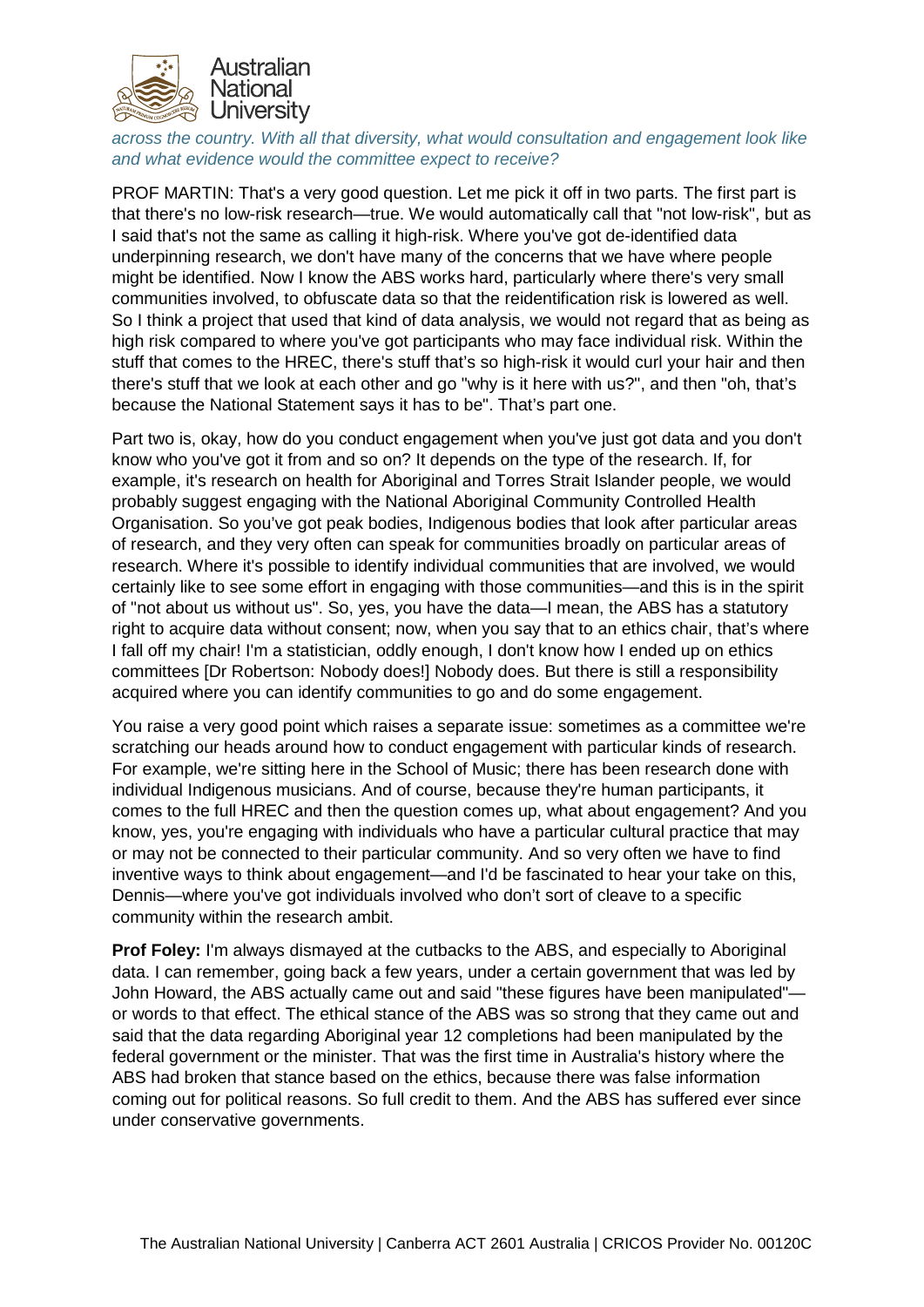*across the country. With all that diversity, what would consultation and engagement look like and what evidence would the committee expect to receive?*

PROF MARTIN: That's a very good question. Let me pick it off in two parts. The first part is that there's no low-risk research—true. We would automatically call that "not low-risk", but as I said that's not the same as calling it high-risk. Where you've got de-identified data underpinning research, we don't have many of the concerns that we have where people might be identified. Now I know the ABS works hard, particularly where there's very small communities involved, to obfuscate data so that the reidentification risk is lowered as well. So I think a project that used that kind of data analysis, we would not regard that as being as high risk compared to where you've got participants who may face individual risk. Within the stuff that comes to the HREC, there's stuff that's so high-risk it would curl your hair and then there's stuff that we look at each other and go "why is it here with us?", and then "oh, that's because the National Statement says it has to be". That's part one.

Part two is, okay, how do you conduct engagement when you've just got data and you don't know who you've got it from and so on? It depends on the type of the research. If, for example, it's research on health for Aboriginal and Torres Strait Islander people, we would probably suggest engaging with the National Aboriginal Community Controlled Health Organisation. So you've got peak bodies, Indigenous bodies that look after particular areas of research, and they very often can speak for communities broadly on particular areas of research. Where it's possible to identify individual communities that are involved, we would certainly like to see some effort in engaging with those communities—and this is in the spirit of "not about us without us". So, yes, you have the data—I mean, the ABS has a statutory right to acquire data without consent; now, when you say that to an ethics chair, that's where I fall off my chair! I'm a statistician, oddly enough, I don't know how I ended up on ethics committees [Dr Robertson: Nobody does!] Nobody does. But there is still a responsibility acquired where you can identify communities to go and do some engagement.

You raise a very good point which raises a separate issue: sometimes as a committee we're scratching our heads around how to conduct engagement with particular kinds of research. For example, we're sitting here in the School of Music; there has been research done with individual Indigenous musicians. And of course, because they're human participants, it comes to the full HREC and then the question comes up, what about engagement? And you know, yes, you're engaging with individuals who have a particular cultural practice that may or may not be connected to their particular community. And so very often we have to find inventive ways to think about engagement—and I'd be fascinated to hear your take on this, Dennis—where you've got individuals involved who don't sort of cleave to a specific community within the research ambit.

**Prof Foley:** I'm always dismayed at the cutbacks to the ABS, and especially to Aboriginal data. I can remember, going back a few years, under a certain government that was led by John Howard, the ABS actually came out and said "these figures have been manipulated"—or words to that effect. The ethical stance of the ABS was so strong that they came out and said that the data regarding Aboriginal year 12 completions had been manipulated by the federal government or the minister. That was the first time in Australia's history where the ABS had broken that stance based on the ethics, because there was false information coming out for political reasons. So full credit to them. And the ABS has suffered ever since under conservative governments.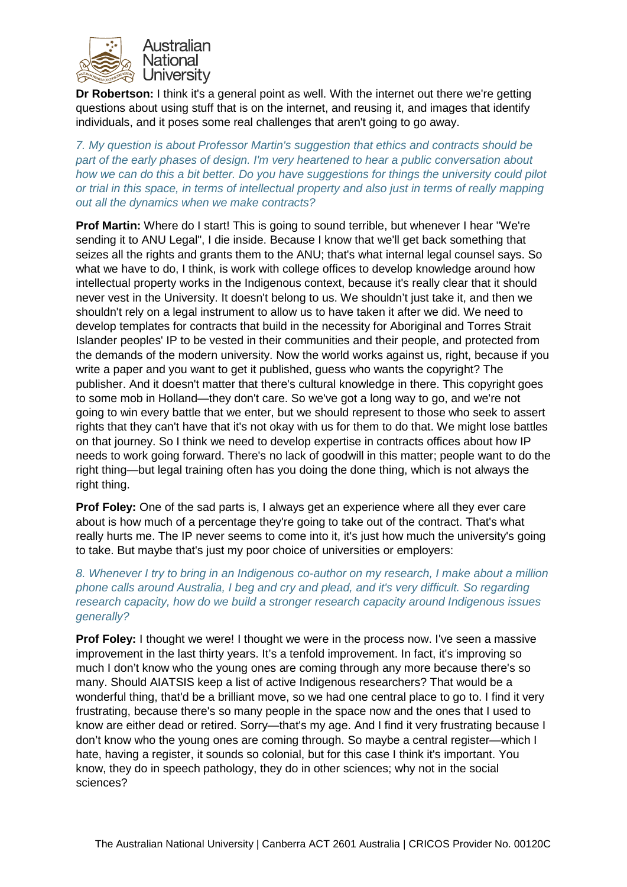**Dr Robertson:** I think it's a general point as well. With the internet out there we're getting questions about using stuff that is on the internet, and reusing it, and images that identify individuals, and it poses some real challenges that aren't going to go away.

*7. My question is about Professor Martin's suggestion that ethics and contracts should be part of the early phases of design. I'm very heartened to hear a public conversation about how we can do this a bit better. Do you have suggestions for things the university could pilot or trial in this space, in terms of intellectual property and also just in terms of really mapping out all the dynamics when we make contracts?*

**Prof Martin:** Where do I start! This is going to sound terrible, but whenever I hear "We're sending it to ANU Legal", I die inside. Because I know that we'll get back something that seizes all the rights and grants them to the ANU; that's what internal legal counsel says. So what we have to do, I think, is work with college offices to develop knowledge around how intellectual property works in the Indigenous context, because it's really clear that it should never vest in the University. It doesn't belong to us. We shouldn't just take it, and then we shouldn't rely on a legal instrument to allow us to have taken it after we did. We need to develop templates for contracts that build in the necessity for Aboriginal and Torres Strait Islander peoples' IP to be vested in their communities and their people, and protected from the demands of the modern university. Now the world works against us, right, because if you write a paper and you want to get it published, guess who wants the copyright? The publisher. And it doesn't matter that there's cultural knowledge in there. This copyright goes to some mob in Holland—they don't care. So we've got a long way to go, and we're not going to win every battle that we enter, but we should represent to those who seek to assert rights that they can't have that it's not okay with us for them to do that. We might lose battles on that journey. So I think we need to develop expertise in contracts offices about how IP needs to work going forward. There's no lack of goodwill in this matter; people want to do the right thing—but legal training often has you doing the done thing, which is not always the right thing.

**Prof Foley:** One of the sad parts is, I always get an experience where all they ever care about is how much of a percentage they're going to take out of the contract. That's what really hurts me. The IP never seems to come into it, it's just how much the university's going to take. But maybe that's just my poor choice of universities or employers:

*8. Whenever I try to bring in an Indigenous co-author on my research, I make about a million phone calls around Australia, I beg and cry and plead, and it's very difficult. So regarding research capacity, how do we build a stronger research capacity around Indigenous issues generally?*

**Prof Foley:** I thought we were! I thought we were in the process now. I've seen a massive improvement in the last thirty years. It's a tenfold improvement. In fact, it's improving so much I don't know who the young ones are coming through any more because there's so many. Should AIATSIS keep a list of active Indigenous researchers? That would be a wonderful thing, that'd be a brilliant move, so we had one central place to go to. I find it very frustrating, because there's so many people in the space now and the ones that I used to know are either dead or retired. Sorry—that's my age. And I find it very frustrating because I don't know who the young ones are coming through. So maybe a central register—which I hate, having a register, it sounds so colonial, but for this case I think it's important. You know, they do in speech pathology, they do in other sciences; why not in the social sciences?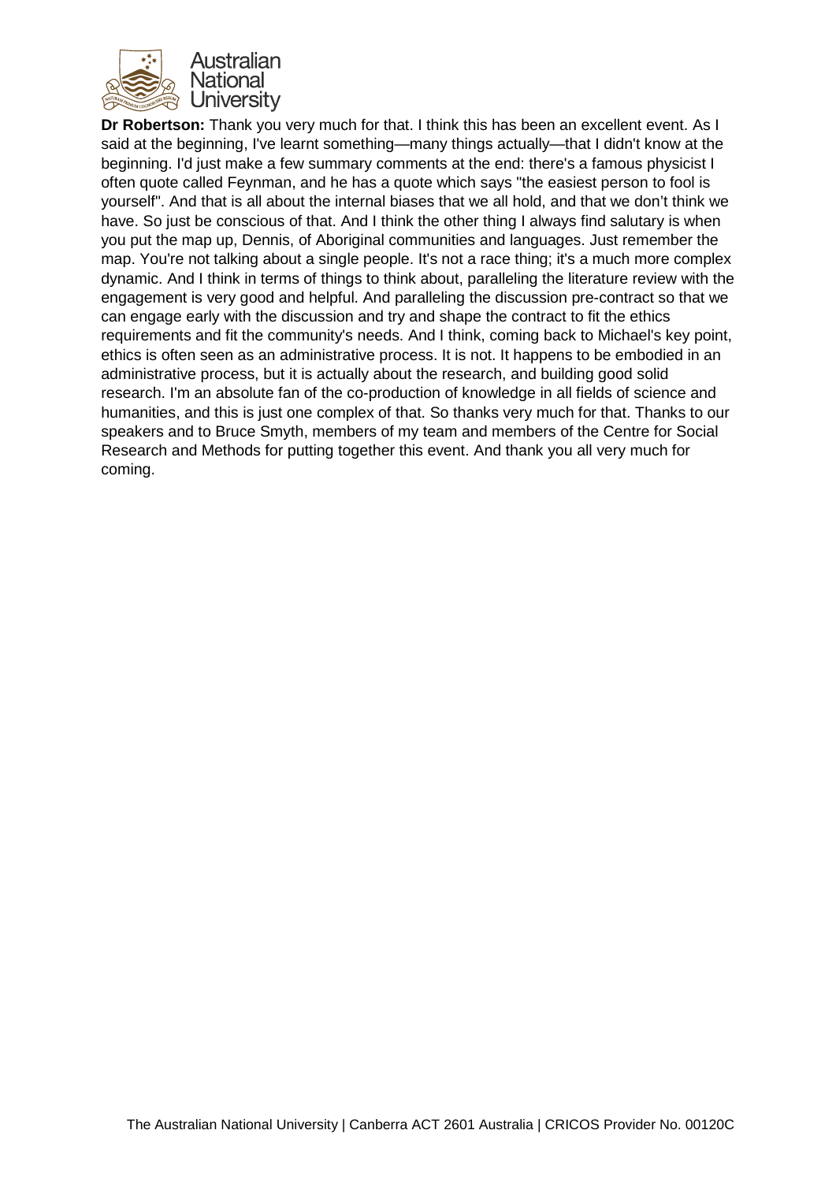**Dr Robertson:** Thank you very much for that. I think this has been an excellent event. As I said at the beginning, I've learnt something—many things actually—that I didn't know at the beginning. I'd just make a few summary comments at the end: there's a famous physicist I often quote called Feynman, and he has a quote which says "the easiest person to fool is yourself". And that is all about the internal biases that we all hold, and that we don't think we have. So just be conscious of that. And I think the other thing I always find salutary is when you put the map up, Dennis, of Aboriginal communities and languages. Just remember the map. You're not talking about a single people. It's not a race thing; it's a much more complex dynamic. And I think in terms of things to think about, paralleling the literature review with the engagement is very good and helpful. And paralleling the discussion pre-contract so that we can engage early with the discussion and try and shape the contract to fit the ethics requirements and fit the community's needs. And I think, coming back to Michael's key point, ethics is often seen as an administrative process. It is not. It happens to be embodied in an administrative process, but it is actually about the research, and building good solid research. I'm an absolute fan of the co-production of knowledge in all fields of science and humanities, and this is just one complex of that. So thanks very much for that. Thanks to our speakers and to Bruce Smyth, members of my team and members of the Centre for Social Research and Methods for putting together this event. And thank you all very much for coming.